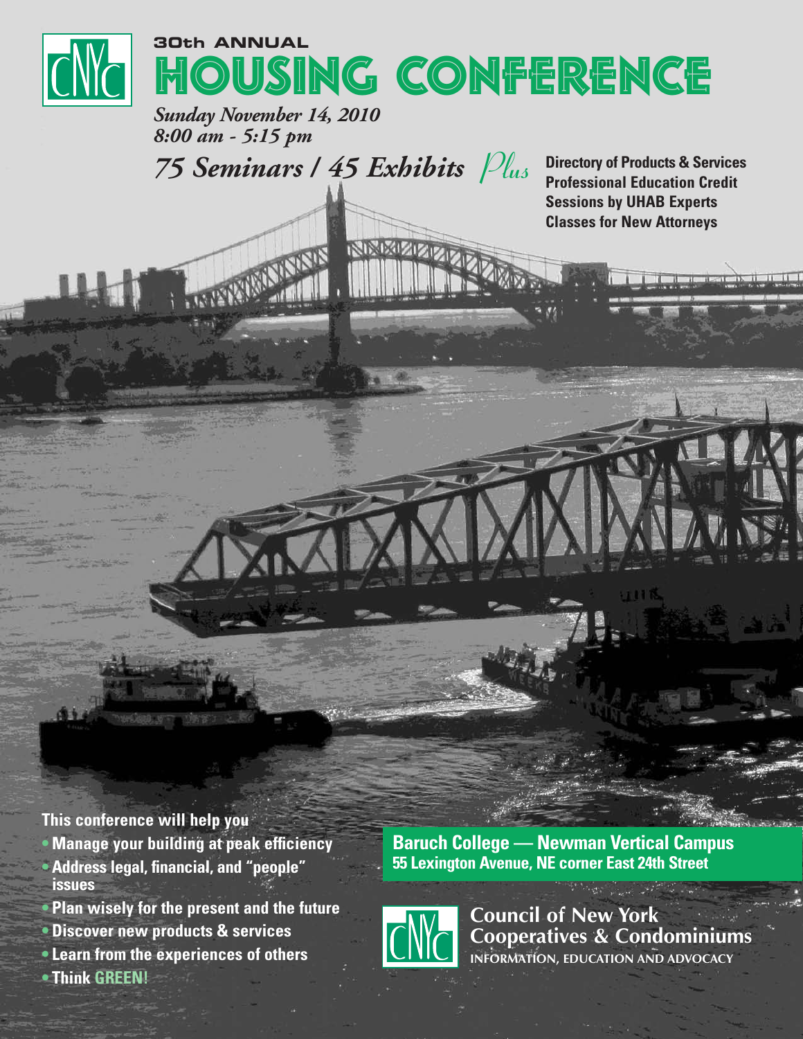CNYC

**30th ANNUAL**

# HOUSING CONFERENCE

*Sunday November 14, 2010*
*8:00 am - 5:15 pm*

## *75 Seminars / 45 Exhibits* *Plus*

**Directory of Products & Services**
**Professional Education Credit**
**Sessions by UHAB Experts**
**Classes for New Attorneys**

**This conference will help you**

- **Manage your building at peak efficiency**
- **Address legal, financial, and "people" issues**
- **Plan wisely for the present and the future**
- **Discover new products & services**
- **Learn from the experiences of others**
- **Think GREEN!**

**Baruch College — Newman Vertical Campus**
**55 Lexington Avenue, NE corner East 24th Street**

CNYC

**Council of New York Cooperatives & Condominiums**
INFORMATION, EDUCATION AND ADVOCACY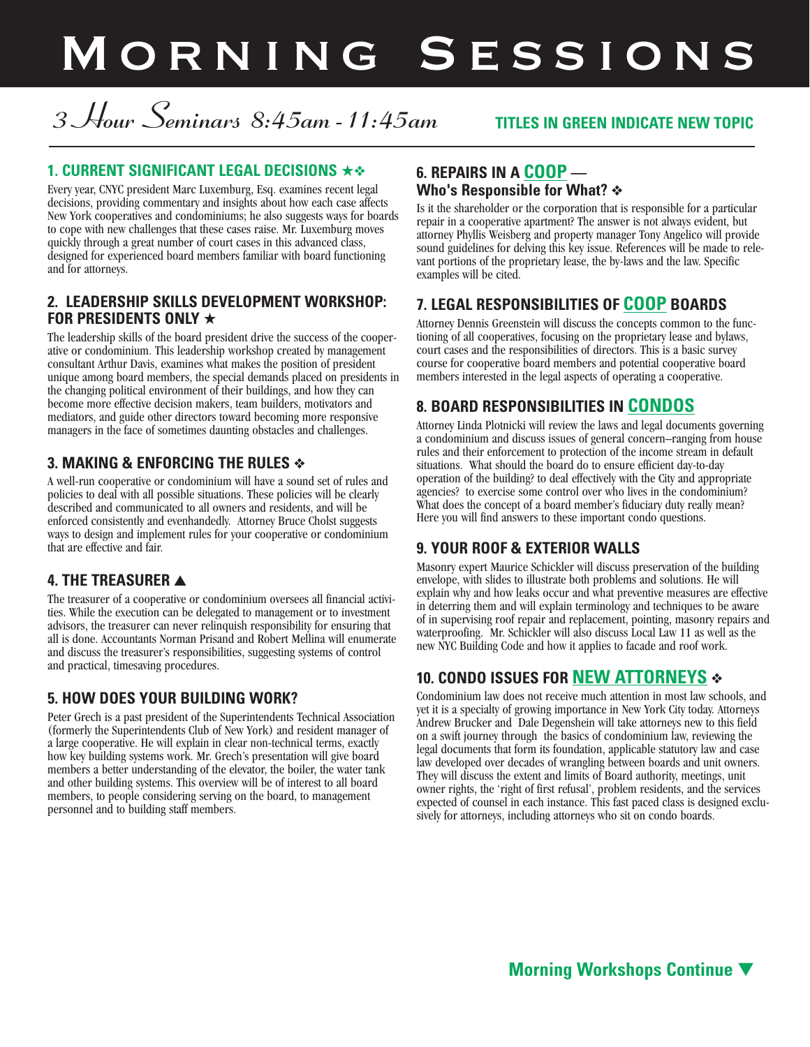# MORNING SESSIONS

*3 Hour Seminars 8:45am - 11:45am*

**TITLES IN GREEN INDICATE NEW TOPIC**

## 1. CURRENT SIGNIFICANT LEGAL DECISIONS ★❖

Every year, CNYC president Marc Luxemburg, Esq. examines recent legal decisions, providing commentary and insights about how each case affects New York cooperatives and condominiums; he also suggests ways for boards to cope with new challenges that these cases raise. Mr. Luxemburg moves quickly through a great number of court cases in this advanced class, designed for experienced board members familiar with board functioning and for attorneys.

## 2. LEADERSHIP SKILLS DEVELOPMENT WORKSHOP: FOR PRESIDENTS ONLY ★

The leadership skills of the board president drive the success of the cooperative or condominium. This leadership workshop created by management consultant Arthur Davis, examines what makes the position of president unique among board members, the special demands placed on presidents in the changing political environment of their buildings, and how they can become more effective decision makers, team builders, motivators and mediators, and guide other directors toward becoming more responsive managers in the face of sometimes daunting obstacles and challenges.

## 3. MAKING & ENFORCING THE RULES ❖

A well-run cooperative or condominium will have a sound set of rules and policies to deal with all possible situations. These policies will be clearly described and communicated to all owners and residents, and will be enforced consistently and evenhandedly. Attorney Bruce Cholst suggests ways to design and implement rules for your cooperative or condominium that are effective and fair.

## 4. THE TREASURER ▲

The treasurer of a cooperative or condominium oversees all financial activities. While the execution can be delegated to management or to investment advisors, the treasurer can never relinquish responsibility for ensuring that all is done. Accountants Norman Prisand and Robert Mellina will enumerate and discuss the treasurer's responsibilities, suggesting systems of control and practical, timesaving procedures.

## 5. HOW DOES YOUR BUILDING WORK?

Peter Grech is a past president of the Superintendents Technical Association (formerly the Superintendents Club of New York) and resident manager of a large cooperative. He will explain in clear non-technical terms, exactly how key building systems work. Mr. Grech's presentation will give board members a better understanding of the elevator, the boiler, the water tank and other building systems. This overview will be of interest to all board members, to people considering serving on the board, to management personnel and to building staff members.

## 6. REPAIRS IN A COOP — Who's Responsible for What? ❖

Is it the shareholder or the corporation that is responsible for a particular repair in a cooperative apartment? The answer is not always evident, but attorney Phyllis Weisberg and property manager Tony Angelico will provide sound guidelines for delving this key issue. References will be made to relevant portions of the proprietary lease, the by-laws and the law. Specific examples will be cited.

## 7. LEGAL RESPONSIBILITIES OF COOP BOARDS

Attorney Dennis Greenstein will discuss the concepts common to the functioning of all cooperatives, focusing on the proprietary lease and bylaws, court cases and the responsibilities of directors. This is a basic survey course for cooperative board members and potential cooperative board members interested in the legal aspects of operating a cooperative.

## 8. BOARD RESPONSIBILITIES IN CONDOS

Attorney Linda Plotnicki will review the laws and legal documents governing a condominium and discuss issues of general concern–ranging from house rules and their enforcement to protection of the income stream in default situations. What should the board do to ensure efficient day-to-day operation of the building? to deal effectively with the City and appropriate agencies? to exercise some control over who lives in the condominium? What does the concept of a board member's fiduciary duty really mean? Here you will find answers to these important condo questions.

## 9. YOUR ROOF & EXTERIOR WALLS

Masonry expert Maurice Schickler will discuss preservation of the building envelope, with slides to illustrate both problems and solutions. He will explain why and how leaks occur and what preventive measures are effective in deterring them and will explain terminology and techniques to be aware of in supervising roof repair and replacement, pointing, masonry repairs and waterproofing. Mr. Schickler will also discuss Local Law 11 as well as the new NYC Building Code and how it applies to facade and roof work.

## 10. CONDO ISSUES FOR NEW ATTORNEYS ❖

Condominium law does not receive much attention in most law schools, and yet it is a specialty of growing importance in New York City today. Attorneys Andrew Brucker and Dale Degenshein will take attorneys new to this field on a swift journey through the basics of condominium law, reviewing the legal documents that form its foundation, applicable statutory law and case law developed over decades of wrangling between boards and unit owners. They will discuss the extent and limits of Board authority, meetings, unit owner rights, the 'right of first refusal', problem residents, and the services expected of counsel in each instance. This fast paced class is designed exclusively for attorneys, including attorneys who sit on condo boards.

**Morning Workshops Continue ▼**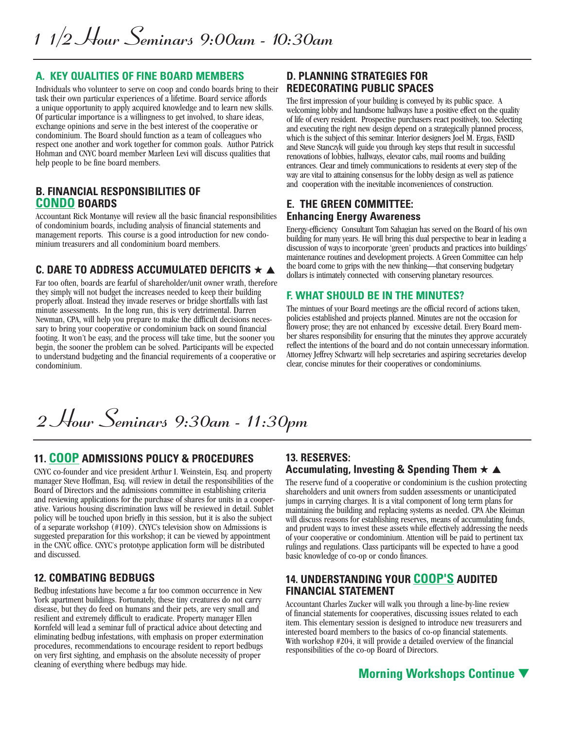# 1 1/2 Hour Seminars 9:00am - 10:30am

### A. KEY QUALITIES OF FINE BOARD MEMBERS

Individuals who volunteer to serve on coop and condo boards bring to their task their own particular experiences of a lifetime. Board service affords a unique opportunity to apply acquired knowledge and to learn new skills. Of particular importance is a willingness to get involved, to share ideas, exchange opinions and serve in the best interest of the cooperative or condominium. The Board should function as a team of colleagues who respect one another and work together for common goals. Author Patrick Hohman and CNYC board member Marleen Levi will discuss qualities that help people to be fine board members.

### B. FINANCIAL RESPONSIBILITIES OF CONDO BOARDS

Accountant Rick Montanye will review all the basic financial responsibilities of condominium boards, including analysis of financial statements and management reports. This course is a good introduction for new condominium treasurers and all condominium board members.

### C. DARE TO ADDRESS ACCUMULATED DEFICITS ★ ▲

Far too often, boards are fearful of shareholder/unit owner wrath, therefore they simply will not budget the increases needed to keep their building properly afloat. Instead they invade reserves or bridge shortfalls with last minute assessments. In the long run, this is very detrimental. Darren Newman, CPA, will help you prepare to make the difficult decisions necessary to bring your cooperative or condominium back on sound financial footing. It won't be easy, and the process will take time, but the sooner you begin, the sooner the problem can be solved. Participants will be expected to understand budgeting and the financial requirements of a cooperative or condominium.

### D. PLANNING STRATEGIES FOR REDECORATING PUBLIC SPACES

The first impression of your building is conveyed by its public space. A welcoming lobby and handsome hallways have a positive effect on the quality of life of every resident. Prospective purchasers react positively, too. Selecting and executing the right new design depend on a strategically planned process, which is the subject of this seminar. Interior designers Joel M. Ergas, FASID and Steve Stanczyk will guide you through key steps that result in successful renovations of lobbies, hallways, elevator cabs, mail rooms and building entrances. Clear and timely communications to residents at every step of the way are vital to attaining consensus for the lobby design as well as patience and cooperation with the inevitable inconveniences of construction.

### E. THE GREEN COMMITTEE: Enhancing Energy Awareness

Energy-efficiency Consultant Tom Sahagian has served on the Board of his own building for many years. He will bring this dual perspective to bear in leading a discussion of ways to incorporate 'green' products and practices into buildings' maintenance routines and development projects. A Green Committee can help the board come to grips with the new thinking—that conserving budgetary dollars is intimately connected with conserving planetary resources.

### F. WHAT SHOULD BE IN THE MINUTES?

The mintues of your Board meetings are the official record of actions taken, policies established and projects planned. Minutes are not the occasion for flowery prose; they are not enhanced by excessive detail. Every Board member shares responsibility for ensuring that the minutes they approve accurately reflect the intentions of the board and do not contain unnecessary information. Attorney Jeffrey Schwartz will help secretaries and aspiring secretaries develop clear, concise minutes for their cooperatives or condominiums.

# 2 Hour Seminars 9:30am - 11:30pm

### 11. COOP ADMISSIONS POLICY & PROCEDURES

CNYC co-founder and vice president Arthur I. Weinstein, Esq. and property manager Steve Hoffman, Esq. will review in detail the responsibilities of the Board of Directors and the admissions committee in establishing criteria and reviewing applications for the purchase of shares for units in a cooperative. Various housing discrimination laws will be reviewed in detail. Sublet policy will be touched upon briefly in this session, but it is also the subject of a separate workshop (#109). CNYC's television show on Admissions is suggested preparation for this workshop; it can be viewed by appointment in the CNYC office. CNYC's prototype application form will be distributed and discussed.

### 12. COMBATING BEDBUGS

Bedbug infestations have become a far too common occurrence in New York apartment buildings. Fortunately, these tiny creatures do not carry disease, but they do feed on humans and their pets, are very small and resilient and extremely difficult to eradicate. Property manager Ellen Kornfeld will lead a seminar full of practical advice about detecting and eliminating bedbug infestations, with emphasis on proper extermination procedures, recommendations to encourage resident to report bedbugs on very first sighting, and emphasis on the absolute necessity of proper cleaning of everything where bedbugs may hide.

### 13. RESERVES: Accumulating, Investing & Spending Them ★ ▲

The reserve fund of a cooperative or condominium is the cushion protecting shareholders and unit owners from sudden assessments or unanticipated jumps in carrying charges. It is a vital component of long term plans for maintaining the building and replacing systems as needed. CPA Abe Kleiman will discuss reasons for establishing reserves, means of accumulating funds, and prudent ways to invest these assets while effectively addressing the needs of your cooperative or condominium. Attention will be paid to pertinent tax rulings and regulations. Class participants will be expected to have a good basic knowledge of co-op or condo finances.

### 14. UNDERSTANDING YOUR COOP'S AUDITED FINANCIAL STATEMENT

Accountant Charles Zucker will walk you through a line-by-line review of financial statements for cooperatives, discussing issues related to each item. This elementary session is designed to introduce new treasurers and interested board members to the basics of co-op financial statements. With workshop #204, it will provide a detailed overview of the financial responsibilities of the co-op Board of Directors.

**Morning Workshops Continue ▼**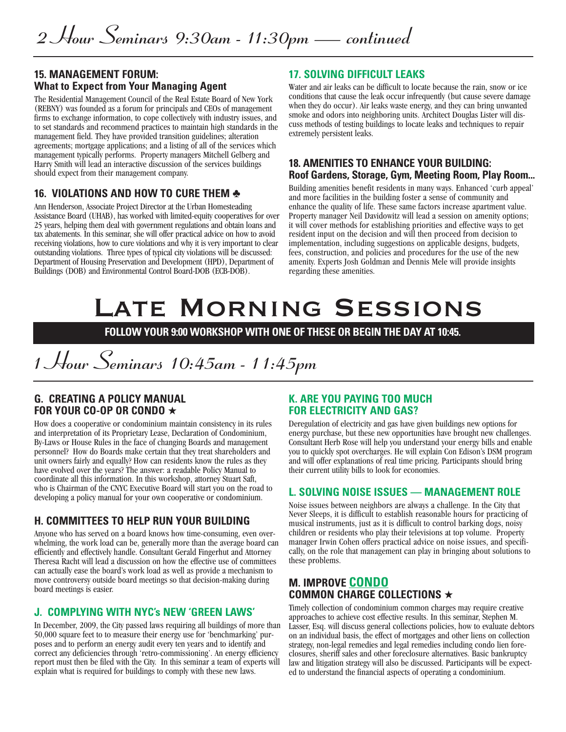## 2 Hour Seminars 9:30am - 11:30pm — continued

### 15. MANAGEMENT FORUM: What to Expect from Your Managing Agent

The Residential Management Council of the Real Estate Board of New York (REBNY) was founded as a forum for principals and CEOs of management firms to exchange information, to cope collectively with industry issues, and to set standards and recommend practices to maintain high standards in the management field. They have provided transition guidelines; alteration agreements; mortgage applications; and a listing of all of the services which management typically performs. Property managers Mitchell Gelberg and Harry Smith will lead an interactive discussion of the services buildings should expect from their management company.

### 16. VIOLATIONS AND HOW TO CURE THEM ♣

Ann Henderson, Associate Project Director at the Urban Homesteading Assistance Board (UHAB), has worked with limited-equity cooperatives for over 25 years, helping them deal with government regulations and obtain loans and tax abatements. In this seminar, she will offer practical advice on how to avoid receiving violations, how to cure violations and why it is very important to clear outstanding violations. Three types of typical city violations will be discussed: Department of Housing Preservation and Development (HPD), Department of Buildings (DOB) and Environmental Control Board-DOB (ECB-DOB).

### 17. SOLVING DIFFICULT LEAKS

Water and air leaks can be difficult to locate because the rain, snow or ice conditions that cause the leak occur infrequently (but cause severe damage when they do occur). Air leaks waste energy, and they can bring unwanted smoke and odors into neighboring units. Architect Douglas Lister will discuss methods of testing buildings to locate leaks and techniques to repair extremely persistent leaks.

### 18. AMENITIES TO ENHANCE YOUR BUILDING: Roof Gardens, Storage, Gym, Meeting Room, Play Room...

Building amenities benefit residents in many ways. Enhanced 'curb appeal' and more facilities in the building foster a sense of community and enhance the quality of life. These same factors increase apartment value. Property manager Neil Davidowitz will lead a session on amenity options; it will cover methods for establishing priorities and effective ways to get resident input on the decision and will then proceed from decision to implementation, including suggestions on applicable designs, budgets, fees, construction, and policies and procedures for the use of the new amenity. Experts Josh Goldman and Dennis Mele will provide insights regarding these amenities.

# Late Morning Sessions

**FOLLOW YOUR 9:00 WORKSHOP WITH ONE OF THESE OR BEGIN THE DAY AT 10:45.**

## 1 Hour Seminars 10:45am - 11:45pm

### G. CREATING A POLICY MANUAL FOR YOUR CO-OP OR CONDO ★

How does a cooperative or condominium maintain consistency in its rules and interpretation of its Proprietary Lease, Declaration of Condominium, By-Laws or House Rules in the face of changing Boards and management personnel? How do Boards make certain that they treat shareholders and unit owners fairly and equally? How can residents know the rules as they have evolved over the years? The answer: a readable Policy Manual to coordinate all this information. In this workshop, attorney Stuart Saft, who is Chairman of the CNYC Executive Board will start you on the road to developing a policy manual for your own cooperative or condominium.

### H. COMMITTEES TO HELP RUN YOUR BUILDING

Anyone who has served on a board knows how time-consuming, even overwhelming, the work load can be, generally more than the average board can efficiently and effectively handle. Consultant Gerald Fingerhut and Attorney Theresa Racht will lead a discussion on how the effective use of committees can actually ease the board's work load as well as provide a mechanism to move controversy outside board meetings so that decision-making during board meetings is easier.

### J. COMPLYING WITH NYC's NEW 'GREEN LAWS'

In December, 2009, the City passed laws requiring all buildings of more than 50,000 square feet to to measure their energy use for 'benchmarking' purposes and to perform an energy audit every ten years and to identify and correct any deficiencies through 'retro-commissioning'. An energy efficiency report must then be filed with the City. In this seminar a team of experts will explain what is required for buildings to comply with these new laws.

### K. ARE YOU PAYING TOO MUCH FOR ELECTRICITY AND GAS?

Deregulation of electricity and gas have given buildings new options for energy purchase, but these new opportunities have brought new challenges. Consultant Herb Rose will help you understand your energy bills and enable you to quickly spot overcharges. He will explain Con Edison's DSM program and will offer explanations of real time pricing. Participants should bring their current utility bills to look for economies.

### L. SOLVING NOISE ISSUES — MANAGEMENT ROLE

Noise issues between neighbors are always a challenge. In the City that Never Sleeps, it is difficult to establish reasonable hours for practicing of musical instruments, just as it is difficult to control barking dogs, noisy children or residents who play their televisions at top volume. Property manager Irwin Cohen offers practical advice on noise issues, and specifically, on the role that management can play in bringing about solutions to these problems.

### M. IMPROVE CONDO COMMON CHARGE COLLECTIONS ★

Timely collection of condominium common charges may require creative approaches to achieve cost effective results. In this seminar, Stephen M. Lasser, Esq. will discuss general collections policies, how to evaluate debtors on an individual basis, the effect of mortgages and other liens on collection strategy, non-legal remedies and legal remedies including condo lien foreclosures, sheriff sales and other foreclosure alternatives. Basic bankruptcy law and litigation strategy will also be discussed. Participants will be expected to understand the financial aspects of operating a condominium.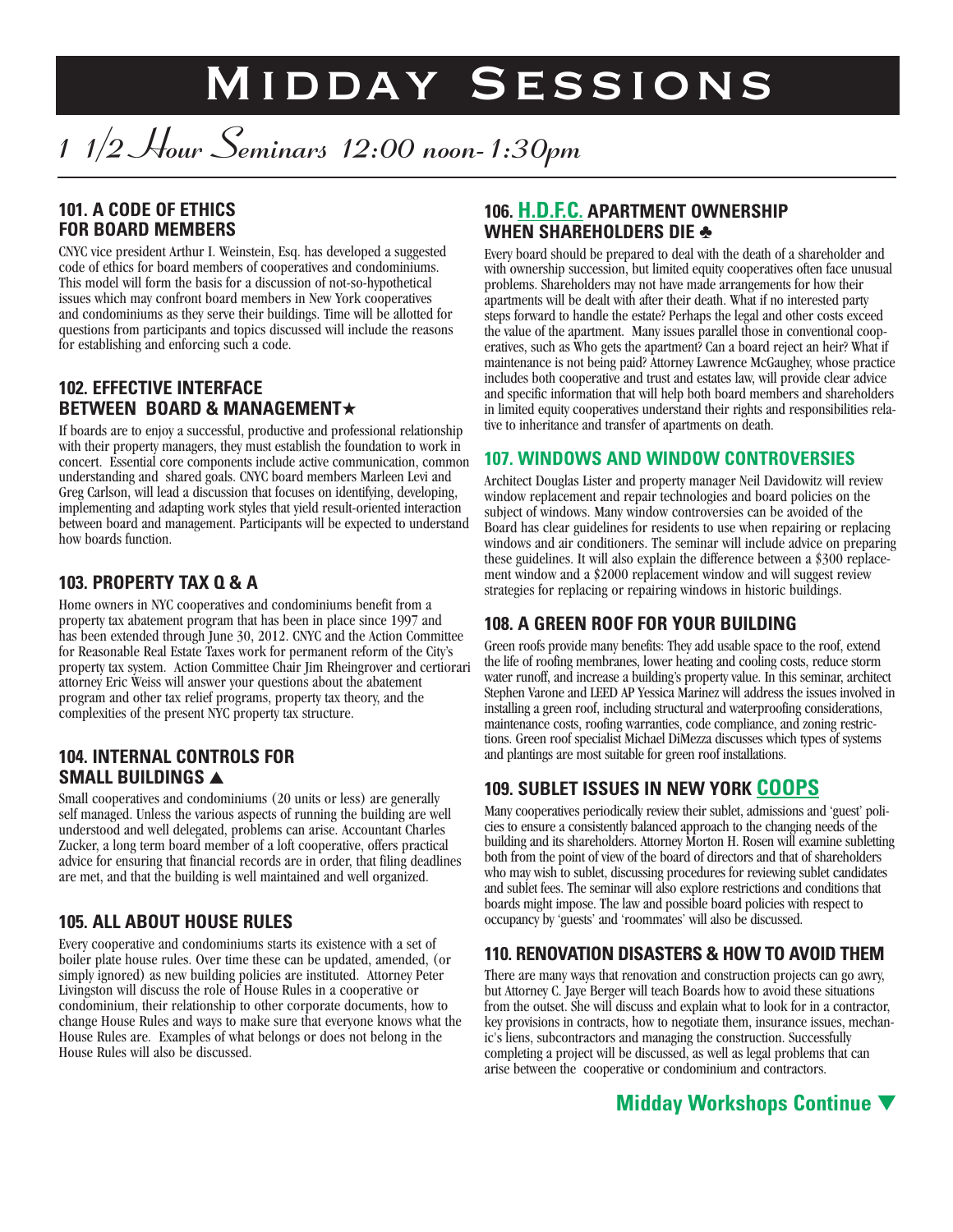# Midday Sessions

## *1 1/2 Hour Seminars 12:00 noon-1:30pm*

### 101. A CODE OF ETHICS FOR BOARD MEMBERS

CNYC vice president Arthur I. Weinstein, Esq. has developed a suggested code of ethics for board members of cooperatives and condominiums. This model will form the basis for a discussion of not-so-hypothetical issues which may confront board members in New York cooperatives and condominiums as they serve their buildings. Time will be allotted for questions from participants and topics discussed will include the reasons for establishing and enforcing such a code.

### 102. EFFECTIVE INTERFACE BETWEEN BOARD & MANAGEMENT★

If boards are to enjoy a successful, productive and professional relationship with their property managers, they must establish the foundation to work in concert. Essential core components include active communication, common understanding and shared goals. CNYC board members Marleen Levi and Greg Carlson, will lead a discussion that focuses on identifying, developing, implementing and adapting work styles that yield result-oriented interaction between board and management. Participants will be expected to understand how boards function.

### 103. PROPERTY TAX Q & A

Home owners in NYC cooperatives and condominiums benefit from a property tax abatement program that has been in place since 1997 and has been extended through June 30, 2012. CNYC and the Action Committee for Reasonable Real Estate Taxes work for permanent reform of the City's property tax system. Action Committee Chair Jim Rheingrover and certiorari attorney Eric Weiss will answer your questions about the abatement program and other tax relief programs, property tax theory, and the complexities of the present NYC property tax structure.

### 104. INTERNAL CONTROLS FOR SMALL BUILDINGS ▲

Small cooperatives and condominiums (20 units or less) are generally self managed. Unless the various aspects of running the building are well understood and well delegated, problems can arise. Accountant Charles Zucker, a long term board member of a loft cooperative, offers practical advice for ensuring that financial records are in order, that filing deadlines are met, and that the building is well maintained and well organized.

### 105. ALL ABOUT HOUSE RULES

Every cooperative and condominiums starts its existence with a set of boiler plate house rules. Over time these can be updated, amended, (or simply ignored) as new building policies are instituted. Attorney Peter Livingston will discuss the role of House Rules in a cooperative or condominium, their relationship to other corporate documents, how to change House Rules and ways to make sure that everyone knows what the House Rules are. Examples of what belongs or does not belong in the House Rules will also be discussed.

### 106. H.D.F.C. APARTMENT OWNERSHIP WHEN SHAREHOLDERS DIE ♣

Every board should be prepared to deal with the death of a shareholder and with ownership succession, but limited equity cooperatives often face unusual problems. Shareholders may not have made arrangements for how their apartments will be dealt with after their death. What if no interested party steps forward to handle the estate? Perhaps the legal and other costs exceed the value of the apartment. Many issues parallel those in conventional cooperatives, such as Who gets the apartment? Can a board reject an heir? What if maintenance is not being paid? Attorney Lawrence McGaughey, whose practice includes both cooperative and trust and estates law, will provide clear advice and specific information that will help both board members and shareholders in limited equity cooperatives understand their rights and responsibilities relative to inheritance and transfer of apartments on death.

### 107. WINDOWS AND WINDOW CONTROVERSIES

Architect Douglas Lister and property manager Neil Davidowitz will review window replacement and repair technologies and board policies on the subject of windows. Many window controversies can be avoided of the Board has clear guidelines for residents to use when repairing or replacing windows and air conditioners. The seminar will include advice on preparing these guidelines. It will also explain the difference between a $300 replacement window and a $2000 replacement window and will suggest review strategies for replacing or repairing windows in historic buildings.

### 108. A GREEN ROOF FOR YOUR BUILDING

Green roofs provide many benefits: They add usable space to the roof, extend the life of roofing membranes, lower heating and cooling costs, reduce storm water runoff, and increase a building's property value. In this seminar, architect Stephen Varone and LEED AP Yessica Marinez will address the issues involved in installing a green roof, including structural and waterproofing considerations, maintenance costs, roofing warranties, code compliance, and zoning restrictions. Green roof specialist Michael DiMezza discusses which types of systems and plantings are most suitable for green roof installations.

### 109. SUBLET ISSUES IN NEW YORK COOPS

Many cooperatives periodically review their sublet, admissions and 'guest' policies to ensure a consistently balanced approach to the changing needs of the building and its shareholders. Attorney Morton H. Rosen will examine subletting both from the point of view of the board of directors and that of shareholders who may wish to sublet, discussing procedures for reviewing sublet candidates and sublet fees. The seminar will also explore restrictions and conditions that boards might impose. The law and possible board policies with respect to occupancy by 'guests' and 'roommates' will also be discussed.

### 110. RENOVATION DISASTERS & HOW TO AVOID THEM

There are many ways that renovation and construction projects can go awry, but Attorney C. Jaye Berger will teach Boards how to avoid these situations from the outset. She will discuss and explain what to look for in a contractor, key provisions in contracts, how to negotiate them, insurance issues, mechanic's liens, subcontractors and managing the construction. Successfully completing a project will be discussed, as well as legal problems that can arise between the cooperative or condominium and contractors.

**Midday Workshops Continue ▼**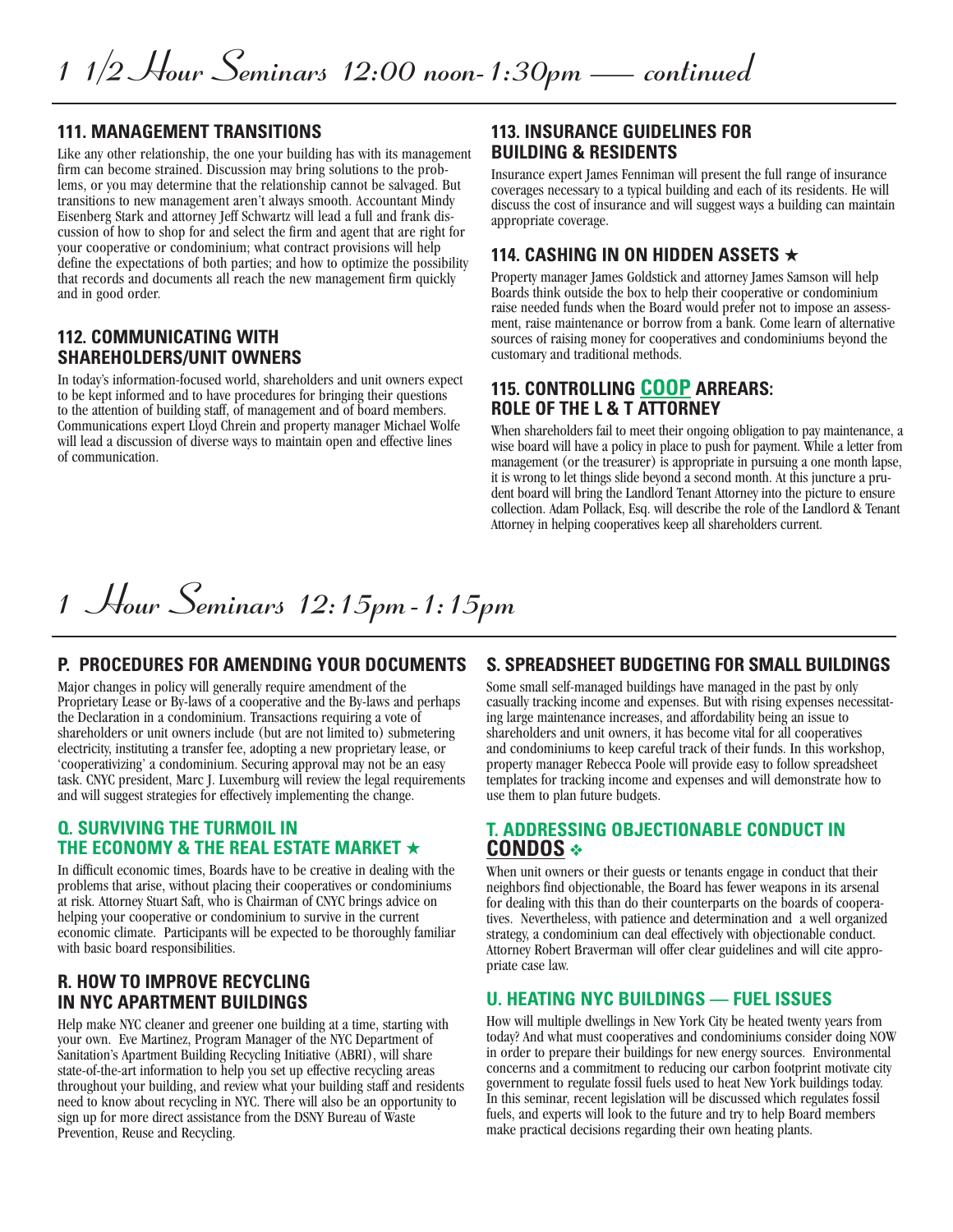# 1 1/2 Hour Seminars 12:00 noon-1:30pm — continued

### 111. MANAGEMENT TRANSITIONS

Like any other relationship, the one your building has with its management firm can become strained. Discussion may bring solutions to the problems, or you may determine that the relationship cannot be salvaged. But transitions to new management aren't always smooth. Accountant Mindy Eisenberg Stark and attorney Jeff Schwartz will lead a full and frank discussion of how to shop for and select the firm and agent that are right for your cooperative or condominium; what contract provisions will help define the expectations of both parties; and how to optimize the possibility that records and documents all reach the new management firm quickly and in good order.

### 112. COMMUNICATING WITH SHAREHOLDERS/UNIT OWNERS

In today's information-focused world, shareholders and unit owners expect to be kept informed and to have procedures for bringing their questions to the attention of building staff, of management and of board members. Communications expert Lloyd Chrein and property manager Michael Wolfe will lead a discussion of diverse ways to maintain open and effective lines of communication.

### 113. INSURANCE GUIDELINES FOR BUILDING & RESIDENTS

Insurance expert James Fenniman will present the full range of insurance coverages necessary to a typical building and each of its residents. He will discuss the cost of insurance and will suggest ways a building can maintain appropriate coverage.

### 114. CASHING IN ON HIDDEN ASSETS ★

Property manager James Goldstick and attorney James Samson will help Boards think outside the box to help their cooperative or condominium raise needed funds when the Board would prefer not to impose an assessment, raise maintenance or borrow from a bank. Come learn of alternative sources of raising money for cooperatives and condominiums beyond the customary and traditional methods.

### 115. CONTROLLING COOP ARREARS: ROLE OF THE L & T ATTORNEY

When shareholders fail to meet their ongoing obligation to pay maintenance, a wise board will have a policy in place to push for payment. While a letter from management (or the treasurer) is appropriate in pursuing a one month lapse, it is wrong to let things slide beyond a second month. At this juncture a prudent board will bring the Landlord Tenant Attorney into the picture to ensure collection. Adam Pollack, Esq. will describe the role of the Landlord & Tenant Attorney in helping cooperatives keep all shareholders current.

# 1 Hour Seminars 12:15pm-1:15pm

### P. PROCEDURES FOR AMENDING YOUR DOCUMENTS

Major changes in policy will generally require amendment of the Proprietary Lease or By-laws of a cooperative and the By-laws and perhaps the Declaration in a condominium. Transactions requiring a vote of shareholders or unit owners include (but are not limited to) submetering electricity, instituting a transfer fee, adopting a new proprietary lease, or 'cooperativizing' a condominium. Securing approval may not be an easy task. CNYC president, Marc J. Luxemburg will review the legal requirements and will suggest strategies for effectively implementing the change.

### Q. SURVIVING THE TURMOIL IN THE ECONOMY & THE REAL ESTATE MARKET ★

In difficult economic times, Boards have to be creative in dealing with the problems that arise, without placing their cooperatives or condominiums at risk. Attorney Stuart Saft, who is Chairman of CNYC brings advice on helping your cooperative or condominium to survive in the current economic climate. Participants will be expected to be thoroughly familiar with basic board responsibilities.

### R. HOW TO IMPROVE RECYCLING IN NYC APARTMENT BUILDINGS

Help make NYC cleaner and greener one building at a time, starting with your own. Eve Martinez, Program Manager of the NYC Department of Sanitation's Apartment Building Recycling Initiative (ABRI), will share state-of-the-art information to help you set up effective recycling areas throughout your building, and review what your building staff and residents need to know about recycling in NYC. There will also be an opportunity to sign up for more direct assistance from the DSNY Bureau of Waste Prevention, Reuse and Recycling.

### S. SPREADSHEET BUDGETING FOR SMALL BUILDINGS

Some small self-managed buildings have managed in the past by only casually tracking income and expenses. But with rising expenses necessitating large maintenance increases, and affordability being an issue to shareholders and unit owners, it has become vital for all cooperatives and condominiums to keep careful track of their funds. In this workshop, property manager Rebecca Poole will provide easy to follow spreadsheet templates for tracking income and expenses and will demonstrate how to use them to plan future budgets.

### T. ADDRESSING OBJECTIONABLE CONDUCT IN CONDOS ❖

When unit owners or their guests or tenants engage in conduct that their neighbors find objectionable, the Board has fewer weapons in its arsenal for dealing with this than do their counterparts on the boards of cooperatives. Nevertheless, with patience and determination and a well organized strategy, a condominium can deal effectively with objectionable conduct. Attorney Robert Braverman will offer clear guidelines and will cite appropriate case law.

### U. HEATING NYC BUILDINGS — FUEL ISSUES

How will multiple dwellings in New York City be heated twenty years from today? And what must cooperatives and condominiums consider doing NOW in order to prepare their buildings for new energy sources. Environmental concerns and a commitment to reducing our carbon footprint motivate city government to regulate fossil fuels used to heat New York buildings today. In this seminar, recent legislation will be discussed which regulates fossil fuels, and experts will look to the future and try to help Board members make practical decisions regarding their own heating plants.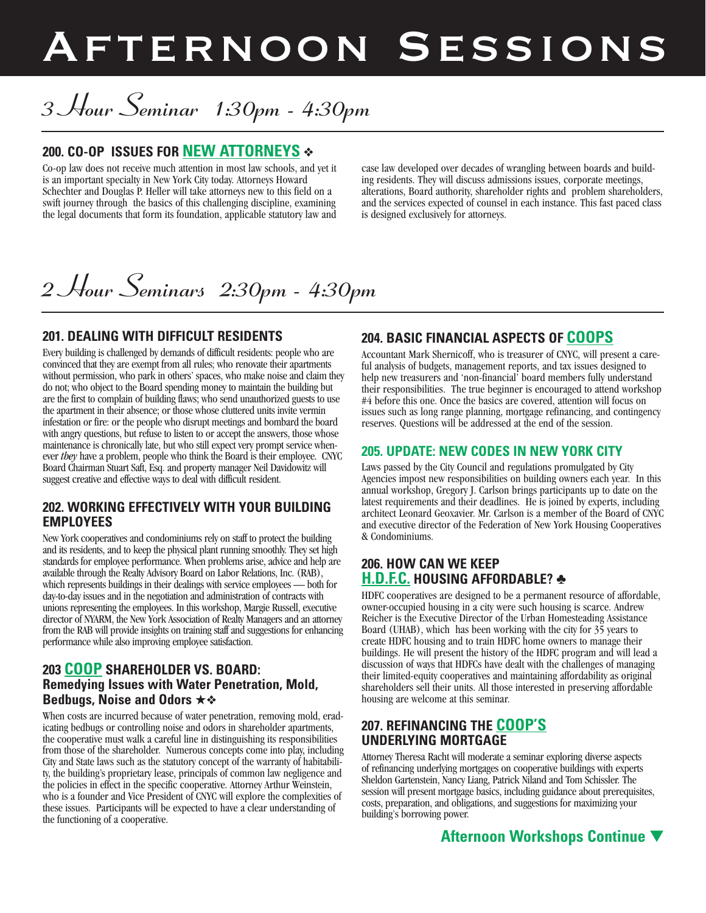# Afternoon Sessions

## 3 Hour Seminar 1:30pm - 4:30pm

### 200. CO-OP ISSUES FOR NEW ATTORNEYS ❖

Co-op law does not receive much attention in most law schools, and yet it is an important specialty in New York City today. Attorneys Howard Schechter and Douglas P. Heller will take attorneys new to this field on a swift journey through the basics of this challenging discipline, examining the legal documents that form its foundation, applicable statutory law and case law developed over decades of wrangling between boards and building residents. They will discuss admissions issues, corporate meetings, alterations, Board authority, shareholder rights and problem shareholders, and the services expected of counsel in each instance. This fast paced class is designed exclusively for attorneys.

## 2 Hour Seminars 2:30pm - 4:30pm

### 201. DEALING WITH DIFFICULT RESIDENTS

Every building is challenged by demands of difficult residents: people who are convinced that they are exempt from all rules; who renovate their apartments without permission, who park in others' spaces, who make noise and claim they do not; who object to the Board spending money to maintain the building but are the first to complain of building flaws; who send unauthorized guests to use the apartment in their absence; or those whose cluttered units invite vermin infestation or fire: or the people who disrupt meetings and bombard the board with angry questions, but refuse to listen to or accept the answers, those whose maintenance is chronically late, but who still expect very prompt service whenever *they* have a problem, people who think the Board is their employee. CNYC Board Chairman Stuart Saft, Esq. and property manager Neil Davidowitz will suggest creative and effective ways to deal with difficult resident.

### 202. WORKING EFFECTIVELY WITH YOUR BUILDING EMPLOYEES

New York cooperatives and condominiums rely on staff to protect the building and its residents, and to keep the physical plant running smoothly. They set high standards for employee performance. When problems arise, advice and help are available through the Realty Advisory Board on Labor Relations, Inc. (RAB), which represents buildings in their dealings with service employees — both for day-to-day issues and in the negotiation and administration of contracts with unions representing the employees. In this workshop, Margie Russell, executive director of NYARM, the New York Association of Realty Managers and an attorney from the RAB will provide insights on training staff and suggestions for enhancing performance while also improving employee satisfaction.

### 203 COOP SHAREHOLDER VS. BOARD: Remedying Issues with Water Penetration, Mold, Bedbugs, Noise and Odors ★❖

When costs are incurred because of water penetration, removing mold, eradicating bedbugs or controlling noise and odors in shareholder apartments, the cooperative must walk a careful line in distinguishing its responsibilities from those of the shareholder. Numerous concepts come into play, including City and State laws such as the statutory concept of the warranty of habitability, the building's proprietary lease, principals of common law negligence and the policies in effect in the specific cooperative. Attorney Arthur Weinstein, who is a founder and Vice President of CNYC will explore the complexities of these issues. Participants will be expected to have a clear understanding of the functioning of a cooperative.

### 204. BASIC FINANCIAL ASPECTS OF COOPS

Accountant Mark Shernicoff, who is treasurer of CNYC, will present a careful analysis of budgets, management reports, and tax issues designed to help new treasurers and 'non-financial' board members fully understand their responsibilities. The true beginner is encouraged to attend workshop #4 before this one. Once the basics are covered, attention will focus on issues such as long range planning, mortgage refinancing, and contingency reserves. Questions will be addressed at the end of the session.

### 205. UPDATE: NEW CODES IN NEW YORK CITY

Laws passed by the City Council and regulations promulgated by City Agencies impost new responsibilities on building owners each year. In this annual workshop, Gregory J. Carlson brings participants up to date on the latest requirements and their deadlines. He is joined by experts, including architect Leonard Geoxavier. Mr. Carlson is a member of the Board of CNYC and executive director of the Federation of New York Housing Cooperatives & Condominiums.

### 206. HOW CAN WE KEEP H.D.F.C. HOUSING AFFORDABLE? ♣

HDFC cooperatives are designed to be a permanent resource of affordable, owner-occupied housing in a city were such housing is scarce. Andrew Reicher is the Executive Director of the Urban Homesteading Assistance Board (UHAB), which has been working with the city for 35 years to create HDFC housing and to train HDFC home owners to manage their buildings. He will present the history of the HDFC program and will lead a discussion of ways that HDFCs have dealt with the challenges of managing their limited-equity cooperatives and maintaining affordability as original shareholders sell their units. All those interested in preserving affordable housing are welcome at this seminar.

### 207. REFINANCING THE COOP'S UNDERLYING MORTGAGE

Attorney Theresa Racht will moderate a seminar exploring diverse aspects of refinancing underlying mortgages on cooperative buildings with experts Sheldon Gartenstein, Nancy Liang, Patrick Niland and Tom Schissler. The session will present mortgage basics, including guidance about prerequisites, costs, preparation, and obligations, and suggestions for maximizing your building's borrowing power.

**Afternoon Workshops Continue ▼**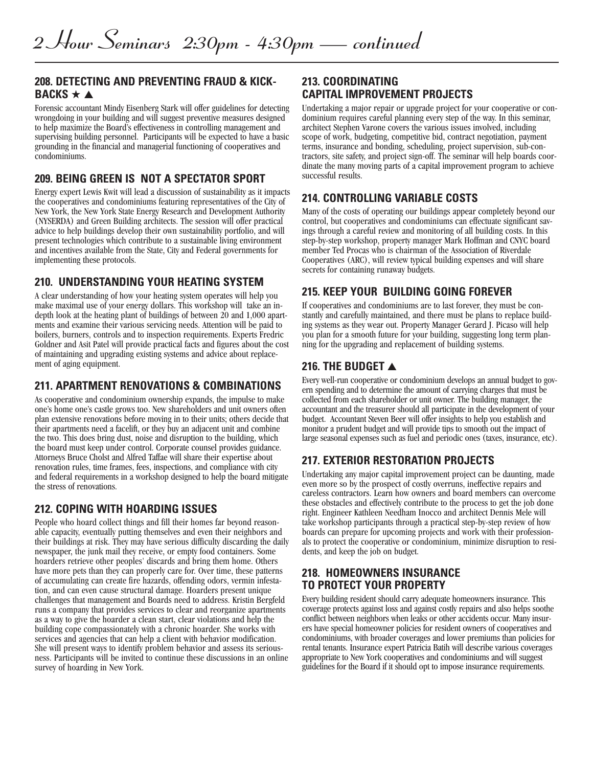# 2 Hour Seminars 2:30pm - 4:30pm — continued

## 208. DETECTING AND PREVENTING FRAUD & KICK-BACKS ★ ▲

Forensic accountant Mindy Eisenberg Stark will offer guidelines for detecting wrongdoing in your building and will suggest preventive measures designed to help maximize the Board's effectiveness in controlling management and supervising building personnel. Participants will be expected to have a basic grounding in the financial and managerial functioning of cooperatives and condominiums.

## 209. BEING GREEN IS NOT A SPECTATOR SPORT

Energy expert Lewis Kwit will lead a discussion of sustainability as it impacts the cooperatives and condominiums featuring representatives of the City of New York, the New York State Energy Research and Development Authority (NYSERDA) and Green Building architects. The session will offer practical advice to help buildings develop their own sustainability portfolio, and will present technologies which contribute to a sustainable living environment and incentives available from the State, City and Federal governments for implementing these protocols.

## 210. UNDERSTANDING YOUR HEATING SYSTEM

A clear understanding of how your heating system operates will help you make maximal use of your energy dollars. This workshop will take an in-depth look at the heating plant of buildings of between 20 and 1,000 apartments and examine their various servicing needs. Attention will be paid to boilers, burners, controls and to inspection requirements. Experts Fredric Goldner and Asit Patel will provide practical facts and figures about the cost of maintaining and upgrading existing systems and advice about replacement of aging equipment.

## 211. APARTMENT RENOVATIONS & COMBINATIONS

As cooperative and condominium ownership expands, the impulse to make one's home one's castle grows too. New shareholders and unit owners often plan extensive renovations before moving in to their units; others decide that their apartments need a facelift, or they buy an adjacent unit and combine the two. This does bring dust, noise and disruption to the building, which the board must keep under control. Corporate counsel provides guidance. Attorneys Bruce Cholst and Alfred Taffae will share their expertise about renovation rules, time frames, fees, inspections, and compliance with city and federal requirements in a workshop designed to help the board mitigate the stress of renovations.

## 212. COPING WITH HOARDING ISSUES

People who hoard collect things and fill their homes far beyond reasonable capacity, eventually putting themselves and even their neighbors and their buildings at risk. They may have serious difficulty discarding the daily newspaper, the junk mail they receive, or empty food containers. Some hoarders retrieve other peoples' discards and bring them home. Others have more pets than they can properly care for. Over time, these patterns of accumulating can create fire hazards, offending odors, vermin infestation, and can even cause structural damage. Hoarders present unique challenges that management and Boards need to address. Kristin Bergfeld runs a company that provides services to clear and reorganize apartments as a way to give the hoarder a clean start, clear violations and help the building cope compassionately with a chronic hoarder. She works with services and agencies that can help a client with behavior modification. She will present ways to identify problem behavior and assess its seriousness. Participants will be invited to continue these discussions in an online survey of hoarding in New York.

## 213. COORDINATING CAPITAL IMPROVEMENT PROJECTS

Undertaking a major repair or upgrade project for your cooperative or condominium requires careful planning every step of the way. In this seminar, architect Stephen Varone covers the various issues involved, including scope of work, budgeting, competitive bid, contract negotiation, payment terms, insurance and bonding, scheduling, project supervision, sub-contractors, site safety, and project sign-off. The seminar will help boards coordinate the many moving parts of a capital improvement program to achieve successful results.

## 214. CONTROLLING VARIABLE COSTS

Many of the costs of operating our buildings appear completely beyond our control, but cooperatives and condominiums can effectuate significant savings through a careful review and monitoring of all building costs. In this step-by-step workshop, property manager Mark Hoffman and CNYC board member Ted Procas who is chairman of the Association of Riverdale Cooperatives (ARC), will review typical building expenses and will share secrets for containing runaway budgets.

## 215. KEEP YOUR BUILDING GOING FOREVER

If cooperatives and condominiums are to last forever, they must be constantly and carefully maintained, and there must be plans to replace building systems as they wear out. Property Manager Gerard J. Picaso will help you plan for a smooth future for your building, suggesting long term planning for the upgrading and replacement of building systems.

## 216. THE BUDGET ▲

Every well-run cooperative or condominium develops an annual budget to govern spending and to determine the amount of carrying charges that must be collected from each shareholder or unit owner. The building manager, the accountant and the treasurer should all participate in the development of your budget. Accountant Steven Beer will offer insights to help you establish and monitor a prudent budget and will provide tips to smooth out the impact of large seasonal expenses such as fuel and periodic ones (taxes, insurance, etc).

## 217. EXTERIOR RESTORATION PROJECTS

Undertaking any major capital improvement project can be daunting, made even more so by the prospect of costly overruns, ineffective repairs and careless contractors. Learn how owners and board members can overcome these obstacles and effectively contribute to the process to get the job done right. Engineer Kathleen Needham Inocco and architect Dennis Mele will take workshop participants through a practical step-by-step review of how boards can prepare for upcoming projects and work with their professionals to protect the cooperative or condominium, minimize disruption to residents, and keep the job on budget.

## 218. HOMEOWNERS INSURANCE TO PROTECT YOUR PROPERTY

Every building resident should carry adequate homeowners insurance. This coverage protects against loss and against costly repairs and also helps soothe conflict between neighbors when leaks or other accidents occur. Many insurers have special homeowner policies for resident owners of cooperatives and condominiums, with broader coverages and lower premiums than policies for rental tenants. Insurance expert Patricia Batih will describe various coverages appropriate to New York cooperatives and condominiums and will suggest guidelines for the Board if it should opt to impose insurance requirements.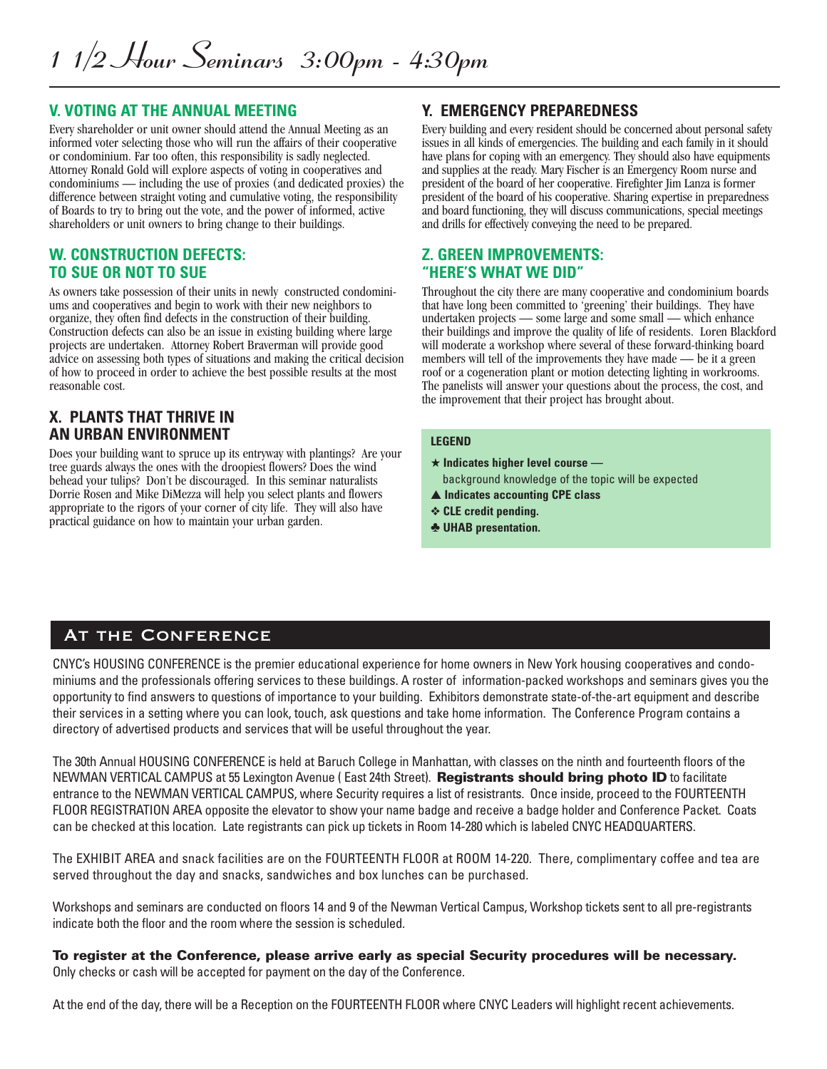# 1 1/2 Hour Seminars 3:00pm - 4:30pm

## V. VOTING AT THE ANNUAL MEETING

Every shareholder or unit owner should attend the Annual Meeting as an informed voter selecting those who will run the affairs of their cooperative or condominium. Far too often, this responsibility is sadly neglected. Attorney Ronald Gold will explore aspects of voting in cooperatives and condominiums — including the use of proxies (and dedicated proxies) the difference between straight voting and cumulative voting, the responsibility of Boards to try to bring out the vote, and the power of informed, active shareholders or unit owners to bring change to their buildings.

## W. CONSTRUCTION DEFECTS: TO SUE OR NOT TO SUE

As owners take possession of their units in newly constructed condominiums and cooperatives and begin to work with their new neighbors to organize, they often find defects in the construction of their building. Construction defects can also be an issue in existing building where large projects are undertaken. Attorney Robert Braverman will provide good advice on assessing both types of situations and making the critical decision of how to proceed in order to achieve the best possible results at the most reasonable cost.

## X. PLANTS THAT THRIVE IN AN URBAN ENVIRONMENT

Does your building want to spruce up its entryway with plantings? Are your tree guards always the ones with the droopiest flowers? Does the wind behead your tulips? Don't be discouraged. In this seminar naturalists Dorrie Rosen and Mike DiMezza will help you select plants and flowers appropriate to the rigors of your corner of city life. They will also have practical guidance on how to maintain your urban garden.

## Y. EMERGENCY PREPAREDNESS

Every building and every resident should be concerned about personal safety issues in all kinds of emergencies. The building and each family in it should have plans for coping with an emergency. They should also have equipments and supplies at the ready. Mary Fischer is an Emergency Room nurse and president of the board of her cooperative. Firefighter Jim Lanza is former president of the board of his cooperative. Sharing expertise in preparedness and board functioning, they will discuss communications, special meetings and drills for effectively conveying the need to be prepared.

## Z. GREEN IMPROVEMENTS: "HERE'S WHAT WE DID"

Throughout the city there are many cooperative and condominium boards that have long been committed to 'greening' their buildings. They have undertaken projects — some large and some small — which enhance their buildings and improve the quality of life of residents. Loren Blackford will moderate a workshop where several of these forward-thinking board members will tell of the improvements they have made — be it a green roof or a cogeneration plant or motion detecting lighting in workrooms. The panelists will answer your questions about the process, the cost, and the improvement that their project has brought about.

**LEGEND**

- ★ **Indicates higher level course —** background knowledge of the topic will be expected
- ▲ **Indicates accounting CPE class**
- ❖ **CLE credit pending.**
- ♣ **UHAB presentation.**

## At the Conference

CNYC's HOUSING CONFERENCE is the premier educational experience for home owners in New York housing cooperatives and condominiums and the professionals offering services to these buildings. A roster of information-packed workshops and seminars gives you the opportunity to find answers to questions of importance to your building. Exhibitors demonstrate state-of-the-art equipment and describe their services in a setting where you can look, touch, ask questions and take home information. The Conference Program contains a directory of advertised products and services that will be useful throughout the year.

The 30th Annual HOUSING CONFERENCE is held at Baruch College in Manhattan, with classes on the ninth and fourteenth floors of the NEWMAN VERTICAL CAMPUS at 55 Lexington Avenue ( East 24th Street). **Registrants should bring photo ID** to facilitate entrance to the NEWMAN VERTICAL CAMPUS, where Security requires a list of resistrants. Once inside, proceed to the FOURTEENTH FLOOR REGISTRATION AREA opposite the elevator to show your name badge and receive a badge holder and Conference Packet. Coats can be checked at this location. Late registrants can pick up tickets in Room 14-280 which is labeled CNYC HEADQUARTERS.

The EXHIBIT AREA and snack facilities are on the FOURTEENTH FLOOR at ROOM 14-220. There, complimentary coffee and tea are served throughout the day and snacks, sandwiches and box lunches can be purchased.

Workshops and seminars are conducted on floors 14 and 9 of the Newman Vertical Campus, Workshop tickets sent to all pre-registrants indicate both the floor and the room where the session is scheduled.

**To register at the Conference, please arrive early as special Security procedures will be necessary.** Only checks or cash will be accepted for payment on the day of the Conference.

At the end of the day, there will be a Reception on the FOURTEENTH FLOOR where CNYC Leaders will highlight recent achievements.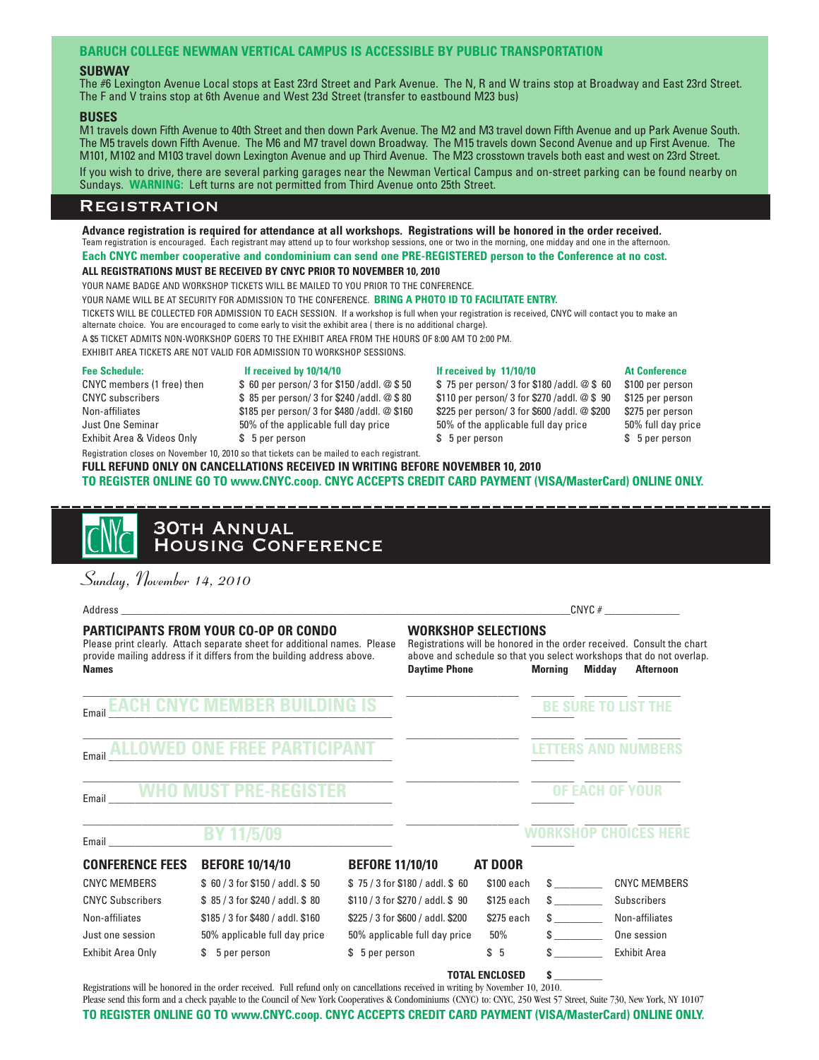## BARUCH COLLEGE NEWMAN VERTICAL CAMPUS IS ACCESSIBLE BY PUBLIC TRANSPORTATION

### SUBWAY

The #6 Lexington Avenue Local stops at East 23rd Street and Park Avenue. The N, R and W trains stop at Broadway and East 23rd Street. The F and V trains stop at 6th Avenue and West 23d Street (transfer to eastbound M23 bus)

### BUSES

M1 travels down Fifth Avenue to 40th Street and then down Park Avenue. The M2 and M3 travel down Fifth Avenue and up Park Avenue South. The M5 travels down Fifth Avenue. The M6 and M7 travel down Broadway. The M15 travels down Second Avenue and up First Avenue. The M101, M102 and M103 travel down Lexington Avenue and up Third Avenue. The M23 crosstown travels both east and west on 23rd Street.

If you wish to drive, there are several parking garages near the Newman Vertical Campus and on-street parking can be found nearby on Sundays. **WARNING:** Left turns are not permitted from Third Avenue onto 25th Street.

## Registration

**Advance registration is required for attendance at all workshops. Registrations will be honored in the order received.**
Team registration is encouraged. Each registrant may attend up to four workshop sessions, one or two in the morning, one midday and one in the afternoon.

**Each CNYC member cooperative and condominium can send one PRE-REGISTERED person to the Conference at no cost.**

**ALL REGISTRATIONS MUST BE RECEIVED BY CNYC PRIOR TO NOVEMBER 10, 2010**

YOUR NAME BADGE AND WORKSHOP TICKETS WILL BE MAILED TO YOU PRIOR TO THE CONFERENCE.

YOUR NAME WILL BE AT SECURITY FOR ADMISSION TO THE CONFERENCE. **BRING A PHOTO ID TO FACILITATE ENTRY.**

TICKETS WILL BE COLLECTED FOR ADMISSION TO EACH SESSION. If a workshop is full when your registration is received, CNYC will contact you to make an alternate choice. You are encouraged to come early to visit the exhibit area ( there is no additional charge).

A $5 TICKET ADMITS NON-WORKSHOP GOERS TO THE EXHIBIT AREA FROM THE HOURS OF 8:00 AM TO 2:00 PM.

EXHIBIT AREA TICKETS ARE NOT VALID FOR ADMISSION TO WORKSHOP SESSIONS.

| Fee Schedule: | If received by 10/14/10 | If received by 11/10/10 | At Conference |
|---|---|---|---|
| CNYC members (1 free) then | $ 60 per person/ 3 for $150 /addl. @ $ 50 | $ 75 per person/ 3 for $180 /addl. @ $ 60 | $100 per person |
| CNYC subscribers | $ 85 per person/ 3 for $240 /addl. @ $ 80 | $110 per person/ 3 for $270 /addl. @ $ 90 | $125 per person |
| Non-affiliates | $185 per person/ 3 for $480 /addl. @ $160 | $225 per person/ 3 for $600 /addl. @ $200 | $275 per person |
| Just One Seminar | 50% of the applicable full day price | 50% of the applicable full day price | 50% full day price |
| Exhibit Area & Videos Only | $ 5 per person | $ 5 per person | $ 5 per person |

Registration closes on November 10, 2010 so that tickets can be mailed to each registrant.

**FULL REFUND ONLY ON CANCELLATIONS RECEIVED IN WRITING BEFORE NOVEMBER 10, 2010**

**TO REGISTER ONLINE GO TO www.CNYC.coop. CNYC ACCEPTS CREDIT CARD PAYMENT (VISA/MasterCard) ONLINE ONLY.**

---

## 30th Annual Housing Conference

*Sunday, November 14, 2010*

Address ______________________________ CNYC # __________

### PARTICIPANTS FROM YOUR CO-OP OR CONDO

Please print clearly. Attach separate sheet for additional names. Please provide mailing address if it differs from the building address above.

### WORKSHOP SELECTIONS

Registrations will be honored in the order received. Consult the chart above and schedule so that you select workshops that do not overlap.

| Names | Daytime Phone | Morning | Midday | Afternoon |
|---|---|---|---|---|
| Email EACH CNYC MEMBER BUILDING IS | | BE SURE TO LIST THE | | |
| Email ALLOWED ONE FREE PARTICIPANT | | LETTERS AND NUMBERS | | |
| Email WHO MUST PRE-REGISTER | | OF EACH OF YOUR | | |
| Email BY 11/5/09 | | WORKSHOP CHOICES HERE | | |

| CONFERENCE FEES | BEFORE 10/14/10 | BEFORE 11/10/10 | AT DOOR | | |
|---|---|---|---|---|---|
| CNYC MEMBERS | $ 60 / 3 for $150 / addl. $ 50 | $ 75 / 3 for $180 / addl. $ 60 | $100 each | $ ________ | CNYC MEMBERS |
| CNYC Subscribers | $ 85 / 3 for $240 / addl. $ 80 | $110 / 3 for $270 / addl. $ 90 | $125 each | $ ________ | Subscribers |
| Non-affiliates | $185 / 3 for $480 / addl. $160 | $225 / 3 for $600 / addl. $200 | $275 each | $ ________ | Non-affiliates |
| Just one session | 50% applicable full day price | 50% applicable full day price | 50% | $ ________ | One session |
| Exhibit Area Only | $ 5 per person | $ 5 per person | $ 5 | $ ________ | Exhibit Area |
| | | | TOTAL ENCLOSED | $ ________ | |

Registrations will be honored in the order received. Full refund only on cancellations received in writing by November 10, 2010.

Please send this form and a check payable to the Council of New York Cooperatives & Condominiums (CNYC) to: CNYC, 250 West 57 Street, Suite 730, New York, NY 10107

**TO REGISTER ONLINE GO TO www.CNYC.coop. CNYC ACCEPTS CREDIT CARD PAYMENT (VISA/MasterCard) ONLINE ONLY.**